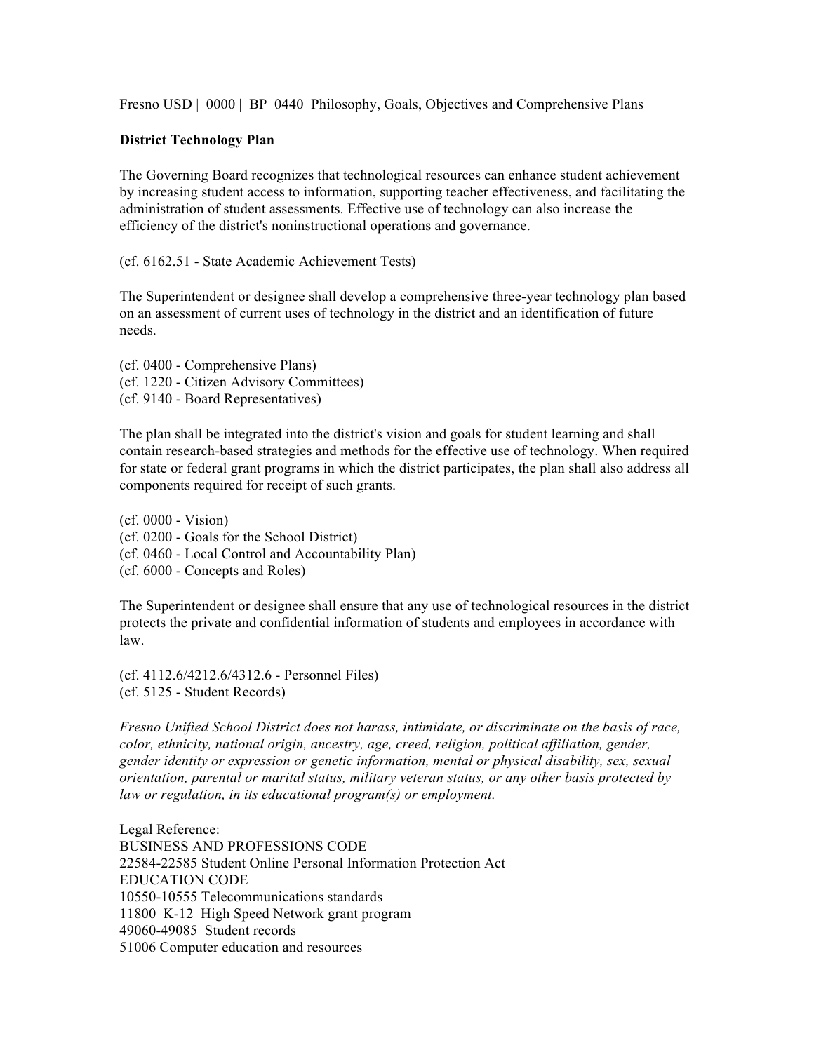Fresno USD | 0000 | BP 0440 Philosophy, Goals, Objectives and Comprehensive Plans

**District Technology Plan**

The Governing Board recognizes that technological resources can enhance student achievement by increasing student access to information, supporting teacher effectiveness, and facilitating the administration of student assessments. Effective use of technology can also increase the efficiency of the district's noninstructional operations and governance.

(cf. 6162.51 - State Academic Achievement Tests)

The Superintendent or designee shall develop a comprehensive three-year technology plan based on an assessment of current uses of technology in the district and an identification of future needs.

(cf. 0400 - Comprehensive Plans)
(cf. 1220 - Citizen Advisory Committees)
(cf. 9140 - Board Representatives)

The plan shall be integrated into the district's vision and goals for student learning and shall contain research-based strategies and methods for the effective use of technology. When required for state or federal grant programs in which the district participates, the plan shall also address all components required for receipt of such grants.

(cf. 0000 - Vision)
(cf. 0200 - Goals for the School District)
(cf. 0460 - Local Control and Accountability Plan)
(cf. 6000 - Concepts and Roles)

The Superintendent or designee shall ensure that any use of technological resources in the district protects the private and confidential information of students and employees in accordance with law.

(cf. 4112.6/4212.6/4312.6 - Personnel Files)
(cf. 5125 - Student Records)

*Fresno Unified School District does not harass, intimidate, or discriminate on the basis of race, color, ethnicity, national origin, ancestry, age, creed, religion, political affiliation, gender, gender identity or expression or genetic information, mental or physical disability, sex, sexual orientation, parental or marital status, military veteran status, or any other basis protected by law or regulation, in its educational program(s) or employment.*

Legal Reference:
BUSINESS AND PROFESSIONS CODE
22584-22585 Student Online Personal Information Protection Act
EDUCATION CODE
10550-10555 Telecommunications standards
11800 K-12 High Speed Network grant program
49060-49085 Student records
51006 Computer education and resources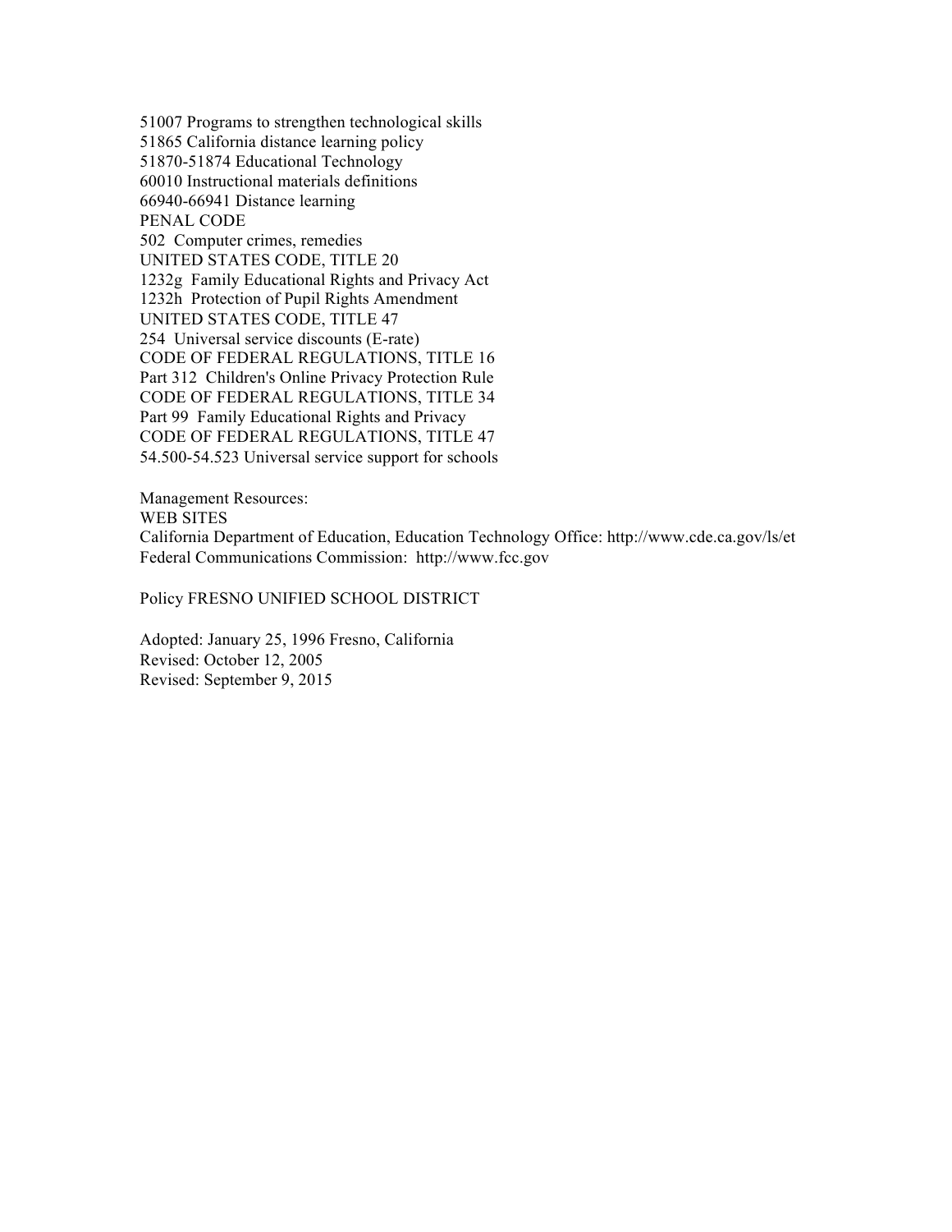51007 Programs to strengthen technological skills
51865 California distance learning policy
51870-51874 Educational Technology
60010 Instructional materials definitions
66940-66941 Distance learning
PENAL CODE
502 Computer crimes, remedies
UNITED STATES CODE, TITLE 20
1232g Family Educational Rights and Privacy Act
1232h Protection of Pupil Rights Amendment
UNITED STATES CODE, TITLE 47
254 Universal service discounts (E-rate)
CODE OF FEDERAL REGULATIONS, TITLE 16
Part 312 Children's Online Privacy Protection Rule
CODE OF FEDERAL REGULATIONS, TITLE 34
Part 99 Family Educational Rights and Privacy
CODE OF FEDERAL REGULATIONS, TITLE 47
54.500-54.523 Universal service support for schools

Management Resources:
WEB SITES
California Department of Education, Education Technology Office: http://www.cde.ca.gov/ls/et
Federal Communications Commission: http://www.fcc.gov

Policy FRESNO UNIFIED SCHOOL DISTRICT

Adopted: January 25, 1996 Fresno, California
Revised: October 12, 2005
Revised: September 9, 2015